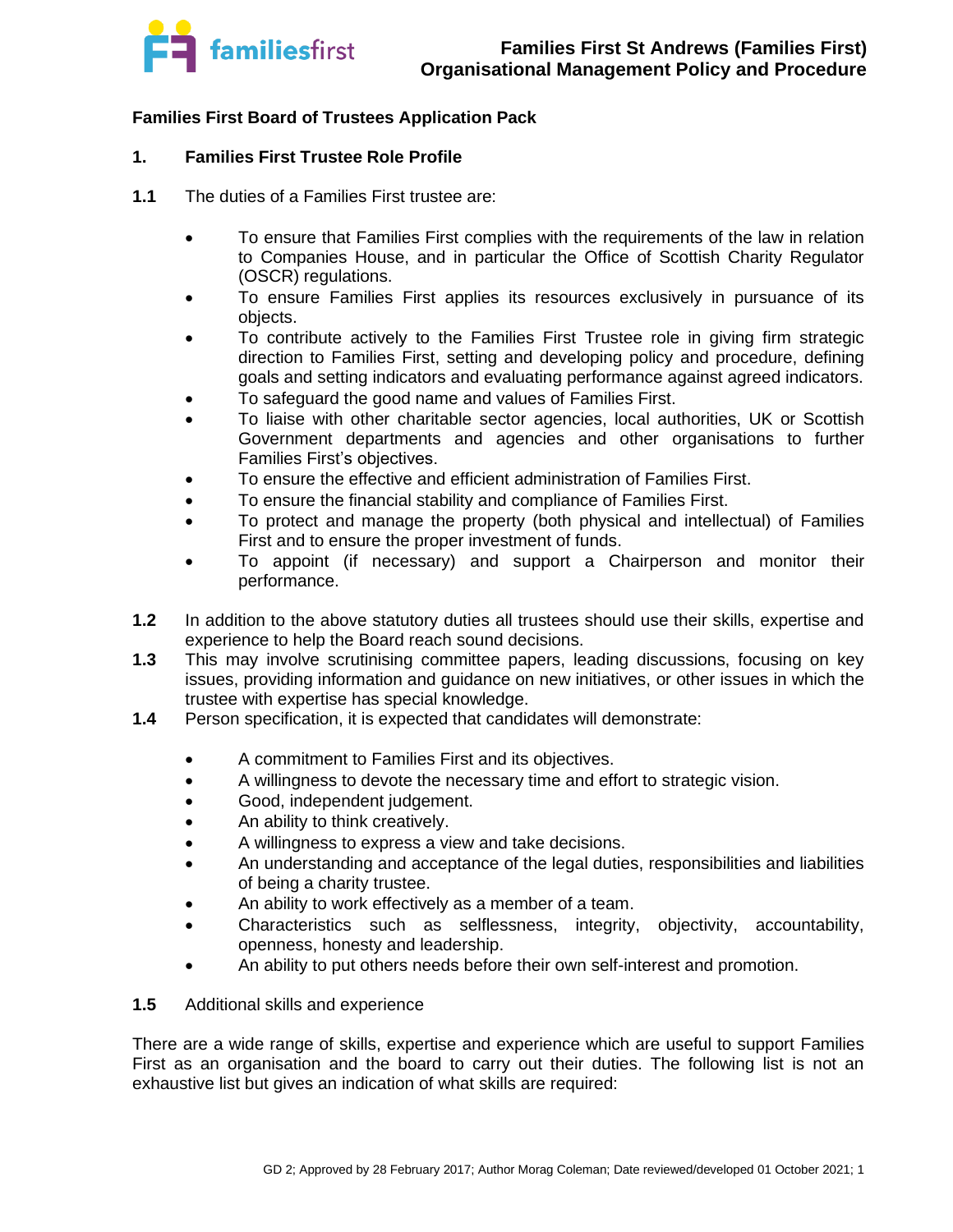**Families First St Andrews (Families First)**
**Organisational Management Policy and Procedure**

**Families First Board of Trustees Application Pack**

## 1. Families First Trustee Role Profile

**1.1** The duties of a Families First trustee are:

- To ensure that Families First complies with the requirements of the law in relation to Companies House, and in particular the Office of Scottish Charity Regulator (OSCR) regulations.
- To ensure Families First applies its resources exclusively in pursuance of its objects.
- To contribute actively to the Families First Trustee role in giving firm strategic direction to Families First, setting and developing policy and procedure, defining goals and setting indicators and evaluating performance against agreed indicators.
- To safeguard the good name and values of Families First.
- To liaise with other charitable sector agencies, local authorities, UK or Scottish Government departments and agencies and other organisations to further Families First's objectives.
- To ensure the effective and efficient administration of Families First.
- To ensure the financial stability and compliance of Families First.
- To protect and manage the property (both physical and intellectual) of Families First and to ensure the proper investment of funds.
- To appoint (if necessary) and support a Chairperson and monitor their performance.

**1.2** In addition to the above statutory duties all trustees should use their skills, expertise and experience to help the Board reach sound decisions.

**1.3** This may involve scrutinising committee papers, leading discussions, focusing on key issues, providing information and guidance on new initiatives, or other issues in which the trustee with expertise has special knowledge.

**1.4** Person specification, it is expected that candidates will demonstrate:

- A commitment to Families First and its objectives.
- A willingness to devote the necessary time and effort to strategic vision.
- Good, independent judgement.
- An ability to think creatively.
- A willingness to express a view and take decisions.
- An understanding and acceptance of the legal duties, responsibilities and liabilities of being a charity trustee.
- An ability to work effectively as a member of a team.
- Characteristics such as selflessness, integrity, objectivity, accountability, openness, honesty and leadership.
- An ability to put others needs before their own self-interest and promotion.

**1.5** Additional skills and experience

There are a wide range of skills, expertise and experience which are useful to support Families First as an organisation and the board to carry out their duties. The following list is not an exhaustive list but gives an indication of what skills are required: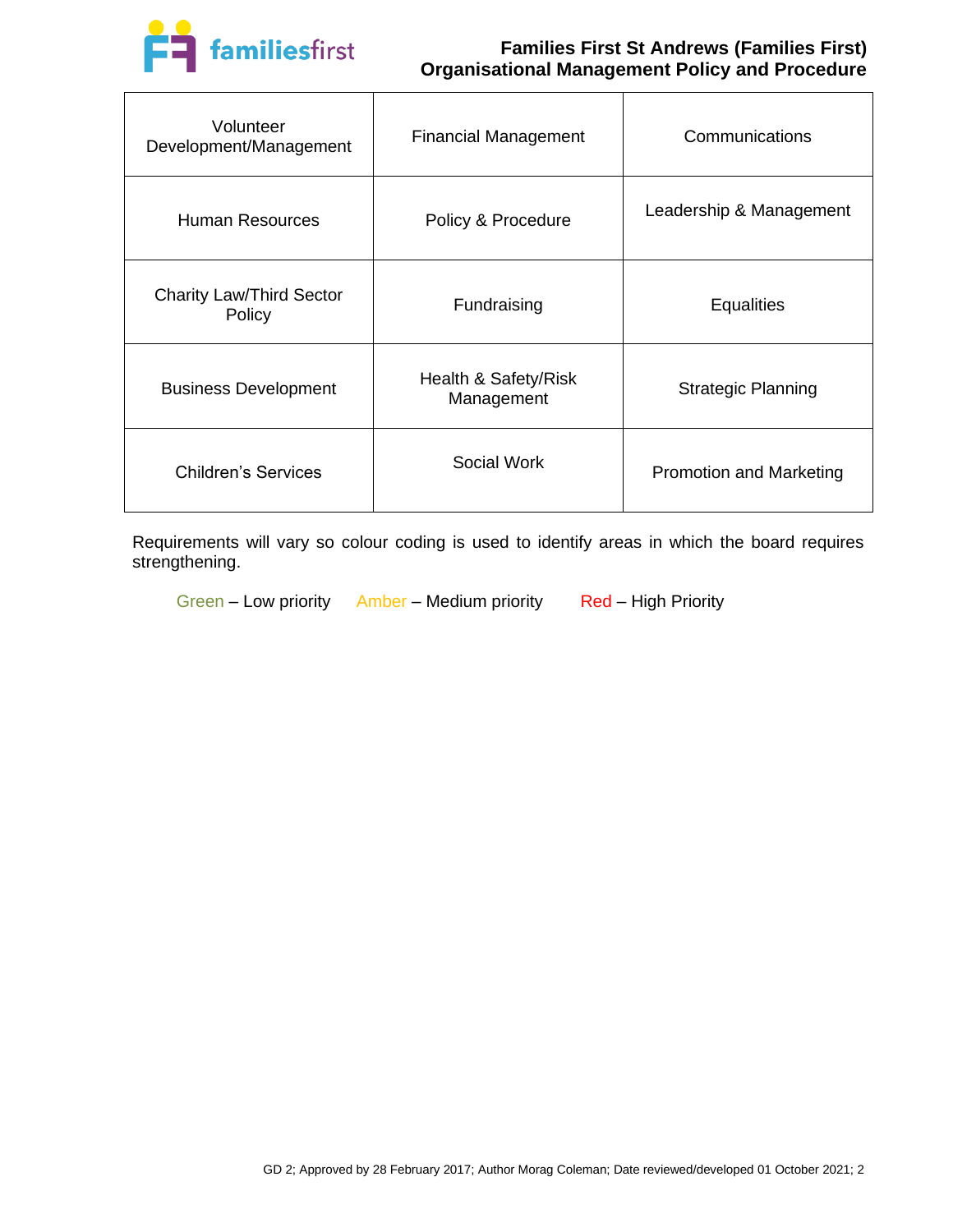| | | |
|---|---|---|
| Volunteer Development/Management | Financial Management | Communications |
| Human Resources | Policy & Procedure | Leadership & Management |
| Charity Law/Third Sector Policy | Fundraising | Equalities |
| Business Development | Health & Safety/Risk Management | Strategic Planning |
| Children's Services | Social Work | Promotion and Marketing |

Requirements will vary so colour coding is used to identify areas in which the board requires strengthening.

Green – Low priority     Amber – Medium priority     Red – High Priority